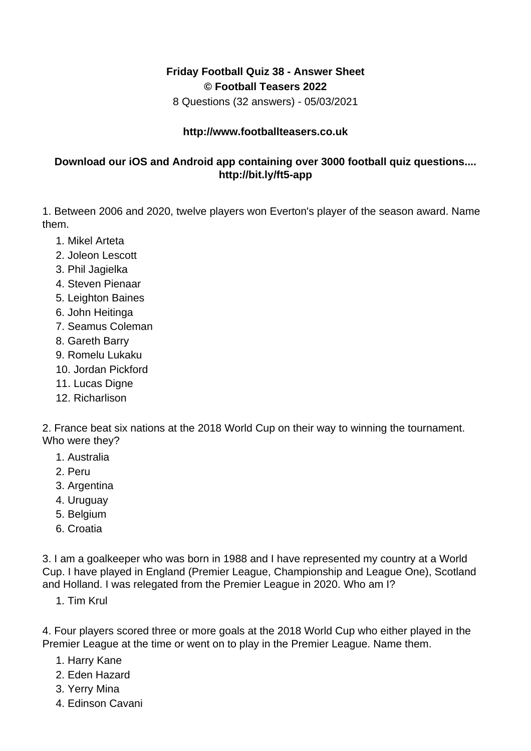**Friday Football Quiz 38 - Answer Sheet**
**© Football Teasers 2022**
8 Questions (32 answers) - 05/03/2021

**http://www.footballteasers.co.uk**

**Download our iOS and Android app containing over 3000 football quiz questions.... http://bit.ly/ft5-app**

1. Between 2006 and 2020, twelve players won Everton's player of the season award. Name them.

   1. Mikel Arteta
   2. Joleon Lescott
   3. Phil Jagielka
   4. Steven Pienaar
   5. Leighton Baines
   6. John Heitinga
   7. Seamus Coleman
   8. Gareth Barry
   9. Romelu Lukaku
   10. Jordan Pickford
   11. Lucas Digne
   12. Richarlison

2. France beat six nations at the 2018 World Cup on their way to winning the tournament. Who were they?

   1. Australia
   2. Peru
   3. Argentina
   4. Uruguay
   5. Belgium
   6. Croatia

3. I am a goalkeeper who was born in 1988 and I have represented my country at a World Cup. I have played in England (Premier League, Championship and League One), Scotland and Holland. I was relegated from the Premier League in 2020. Who am I?

   1. Tim Krul

4. Four players scored three or more goals at the 2018 World Cup who either played in the Premier League at the time or went on to play in the Premier League. Name them.

   1. Harry Kane
   2. Eden Hazard
   3. Yerry Mina
   4. Edinson Cavani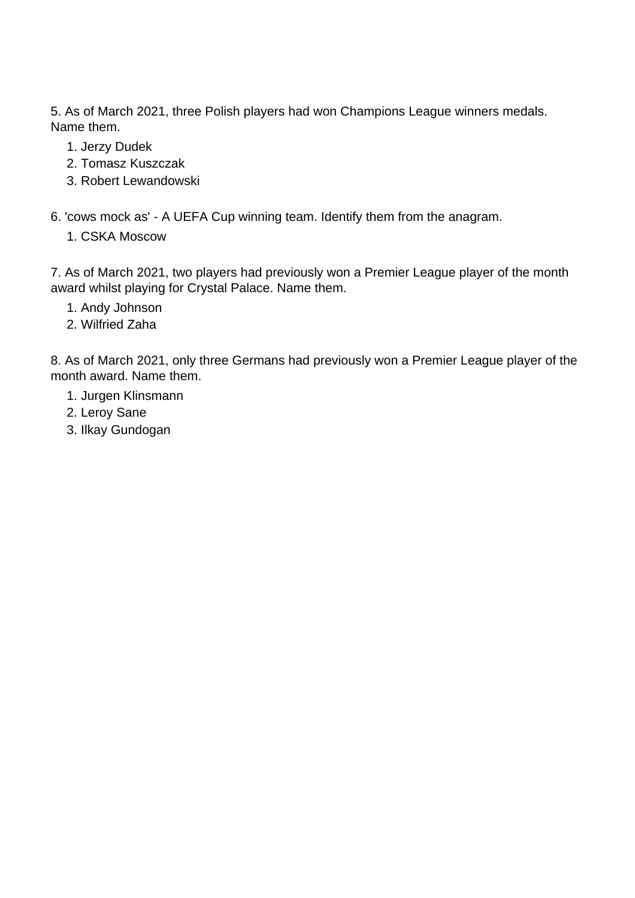5. As of March 2021, three Polish players had won Champions League winners medals. Name them.

1. Jerzy Dudek
2. Tomasz Kuszczak
3. Robert Lewandowski

6. 'cows mock as' - A UEFA Cup winning team. Identify them from the anagram.

1. CSKA Moscow

7. As of March 2021, two players had previously won a Premier League player of the month award whilst playing for Crystal Palace. Name them.

1. Andy Johnson
2. Wilfried Zaha

8. As of March 2021, only three Germans had previously won a Premier League player of the month award. Name them.

1. Jurgen Klinsmann
2. Leroy Sane
3. Ilkay Gundogan